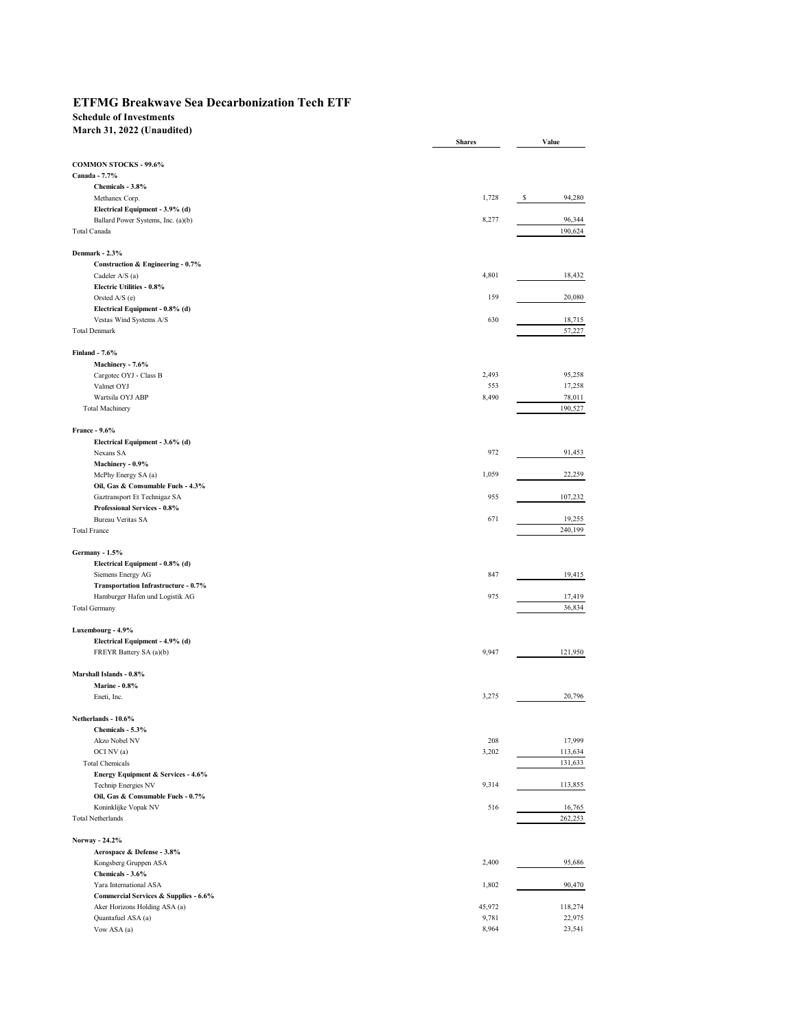# ETFMG Breakwave Sea Decarbonization Tech ETF

**Schedule of Investments**
**March 31, 2022 (Unaudited)**

| | Shares | Value |
|---|---|---|
| **COMMON STOCKS - 99.6%** | | |
| **Canada - 7.7%** | | |
| **Chemicals - 3.8%** | | |
| Methanex Corp. | 1,728 | $ 94,280 |
| **Electrical Equipment - 3.9% (d)** | | |
| Ballard Power Systems, Inc. (a)(b) | 8,277 | 96,344 |
| Total Canada | | 190,624 |
| | | |
| **Denmark - 2.3%** | | |
| **Construction & Engineering - 0.7%** | | |
| Cadeler A/S (a) | 4,801 | 18,432 |
| **Electric Utilities - 0.8%** | | |
| Orsted A/S (e) | 159 | 20,080 |
| **Electrical Equipment - 0.8% (d)** | | |
| Vestas Wind Systems A/S | 630 | 18,715 |
| Total Denmark | | 57,227 |
| | | |
| **Finland - 7.6%** | | |
| **Machinery - 7.6%** | | |
| Cargotec OYJ - Class B | 2,493 | 95,258 |
| Valmet OYJ | 553 | 17,258 |
| Wartsila OYJ ABP | 8,490 | 78,011 |
| Total Machinery | | 190,527 |
| | | |
| **France - 9.6%** | | |
| **Electrical Equipment - 3.6% (d)** | | |
| Nexans SA | 972 | 91,453 |
| **Machinery - 0.9%** | | |
| McPhy Energy SA (a) | 1,059 | 22,259 |
| **Oil, Gas & Consumable Fuels - 4.3%** | | |
| Gaztransport Et Technigaz SA | 955 | 107,232 |
| **Professional Services - 0.8%** | | |
| Bureau Veritas SA | 671 | 19,255 |
| Total France | | 240,199 |
| | | |
| **Germany - 1.5%** | | |
| **Electrical Equipment - 0.8% (d)** | | |
| Siemens Energy AG | 847 | 19,415 |
| **Transportation Infrastructure - 0.7%** | | |
| Hamburger Hafen und Logistik AG | 975 | 17,419 |
| Total Germany | | 36,834 |
| | | |
| **Luxembourg - 4.9%** | | |
| **Electrical Equipment - 4.9% (d)** | | |
| FREYR Battery SA (a)(b) | 9,947 | 121,950 |
| | | |
| **Marshall Islands - 0.8%** | | |
| **Marine - 0.8%** | | |
| Eneti, Inc. | 3,275 | 20,796 |
| | | |
| **Netherlands - 10.6%** | | |
| **Chemicals - 5.3%** | | |
| Akzo Nobel NV | 208 | 17,999 |
| OCI NV (a) | 3,202 | 113,634 |
| Total Chemicals | | 131,633 |
| **Energy Equipment & Services - 4.6%** | | |
| Technip Energies NV | 9,314 | 113,855 |
| **Oil, Gas & Consumable Fuels - 0.7%** | | |
| Koninklijke Vopak NV | 516 | 16,765 |
| Total Netherlands | | 262,253 |
| | | |
| **Norway - 24.2%** | | |
| **Aerospace & Defense - 3.8%** | | |
| Kongsberg Gruppen ASA | 2,400 | 95,686 |
| **Chemicals - 3.6%** | | |
| Yara International ASA | 1,802 | 90,470 |
| **Commercial Services & Supplies - 6.6%** | | |
| Aker Horizons Holding ASA (a) | 45,972 | 118,274 |
| Quantafuel ASA (a) | 9,781 | 22,975 |
| Vow ASA (a) | 8,964 | 23,541 |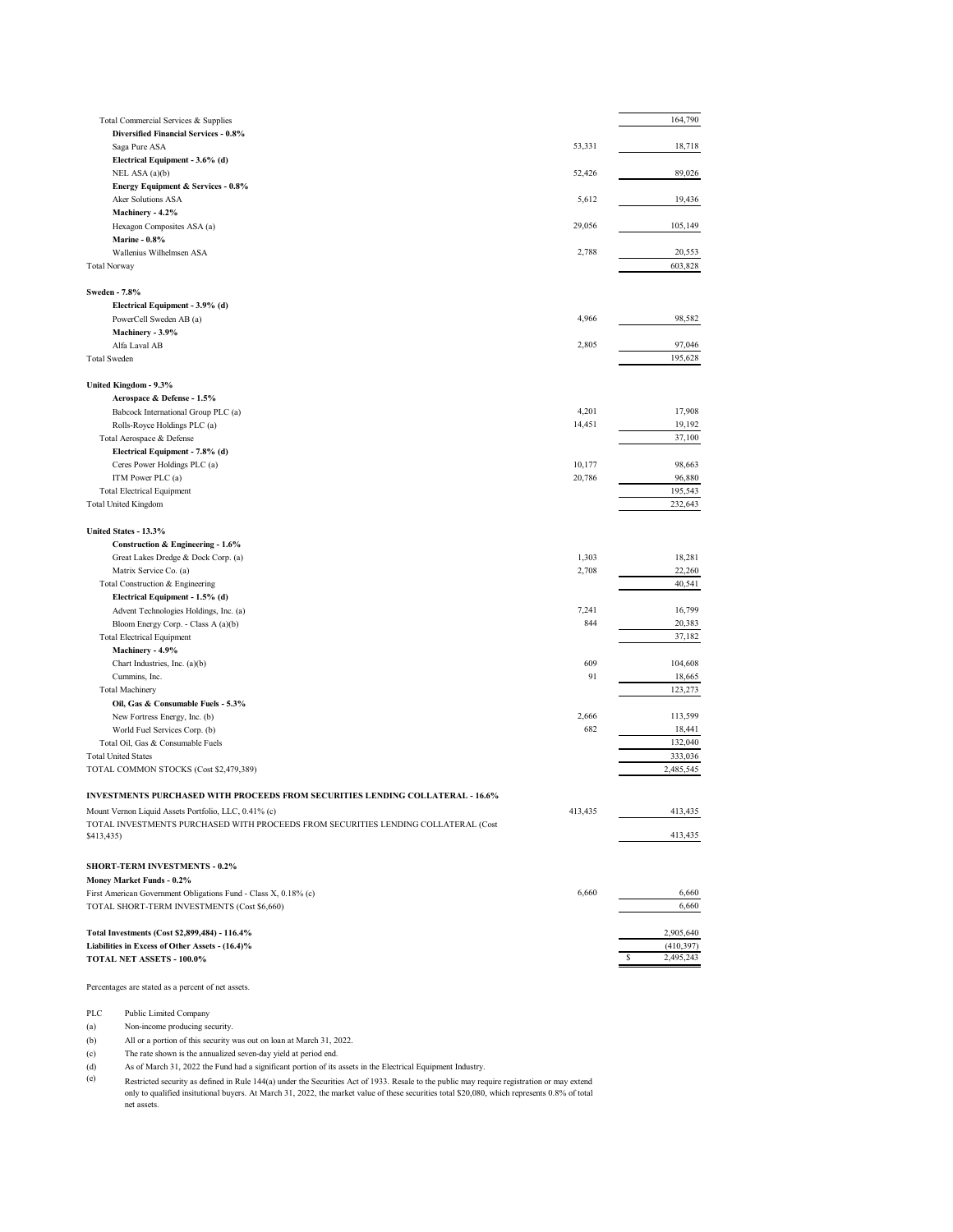| | Shares | Value |
|---|---|---|
| Total Commercial Services & Supplies | | 164,790 |
| **Diversified Financial Services - 0.8%** | | |
| Saga Pure ASA | 53,331 | 18,718 |
| **Electrical Equipment - 3.6% (d)** | | |
| NEL ASA (a)(b) | 52,426 | 89,026 |
| **Energy Equipment & Services - 0.8%** | | |
| Aker Solutions ASA | 5,612 | 19,436 |
| **Machinery - 4.2%** | | |
| Hexagon Composites ASA (a) | 29,056 | 105,149 |
| **Marine - 0.8%** | | |
| Wallenius Wilhelmsen ASA | 2,788 | 20,553 |
| Total Norway | | 603,828 |
| | | |
| **Sweden - 7.8%** | | |
| **Electrical Equipment - 3.9% (d)** | | |
| PowerCell Sweden AB (a) | 4,966 | 98,582 |
| **Machinery - 3.9%** | | |
| Alfa Laval AB | 2,805 | 97,046 |
| Total Sweden | | 195,628 |
| | | |
| **United Kingdom - 9.3%** | | |
| **Aerospace & Defense - 1.5%** | | |
| Babcock International Group PLC (a) | 4,201 | 17,908 |
| Rolls-Royce Holdings PLC (a) | 14,451 | 19,192 |
| Total Aerospace & Defense | | 37,100 |
| **Electrical Equipment - 7.8% (d)** | | |
| Ceres Power Holdings PLC (a) | 10,177 | 98,663 |
| ITM Power PLC (a) | 20,786 | 96,880 |
| Total Electrical Equipment | | 195,543 |
| Total United Kingdom | | 232,643 |
| | | |
| **United States - 13.3%** | | |
| **Construction & Engineering - 1.6%** | | |
| Great Lakes Dredge & Dock Corp. (a) | 1,303 | 18,281 |
| Matrix Service Co. (a) | 2,708 | 22,260 |
| Total Construction & Engineering | | 40,541 |
| **Electrical Equipment - 1.5% (d)** | | |
| Advent Technologies Holdings, Inc. (a) | 7,241 | 16,799 |
| Bloom Energy Corp. - Class A (a)(b) | 844 | 20,383 |
| Total Electrical Equipment | | 37,182 |
| **Machinery - 4.9%** | | |
| Chart Industries, Inc. (a)(b) | 609 | 104,608 |
| Cummins, Inc. | 91 | 18,665 |
| Total Machinery | | 123,273 |
| **Oil, Gas & Consumable Fuels - 5.3%** | | |
| New Fortress Energy, Inc. (b) | 2,666 | 113,599 |
| World Fuel Services Corp. (b) | 682 | 18,441 |
| Total Oil, Gas & Consumable Fuels | | 132,040 |
| Total United States | | 333,036 |
| TOTAL COMMON STOCKS (Cost $2,479,389) | | 2,485,545 |
| | | |
| **INVESTMENTS PURCHASED WITH PROCEEDS FROM SECURITIES LENDING COLLATERAL - 16.6%** | | |
| Mount Vernon Liquid Assets Portfolio, LLC, 0.41% (c) | 413,435 | 413,435 |
| TOTAL INVESTMENTS PURCHASED WITH PROCEEDS FROM SECURITIES LENDING COLLATERAL (Cost $413,435) | | 413,435 |
| | | |
| **SHORT-TERM INVESTMENTS - 0.2%** | | |
| **Money Market Funds - 0.2%** | | |
| First American Government Obligations Fund - Class X, 0.18% (c) | 6,660 | 6,660 |
| TOTAL SHORT-TERM INVESTMENTS (Cost $6,660) | | 6,660 |
| | | |
| **Total Investments (Cost $2,899,484) - 116.4%** | | 2,905,640 |
| **Liabilities in Excess of Other Assets - (16.4)%** | | (410,397) |
| **TOTAL NET ASSETS - 100.0%** | | $ 2,495,243 |

Percentages are stated as a percent of net assets.

PLC Public Limited Company

(a) Non-income producing security.

(b) All or a portion of this security was out on loan at March 31, 2022.

(c) The rate shown is the annualized seven-day yield at period end.

(d) As of March 31, 2022 the Fund had a significant portion of its assets in the Electrical Equipment Industry.

(e) Restricted security as defined in Rule 144(a) under the Securities Act of 1933. Resale to the public may require registration or may extend only to qualified insitutional buyers. At March 31, 2022, the market value of these securities total $20,080, which represents 0.8% of total net assets.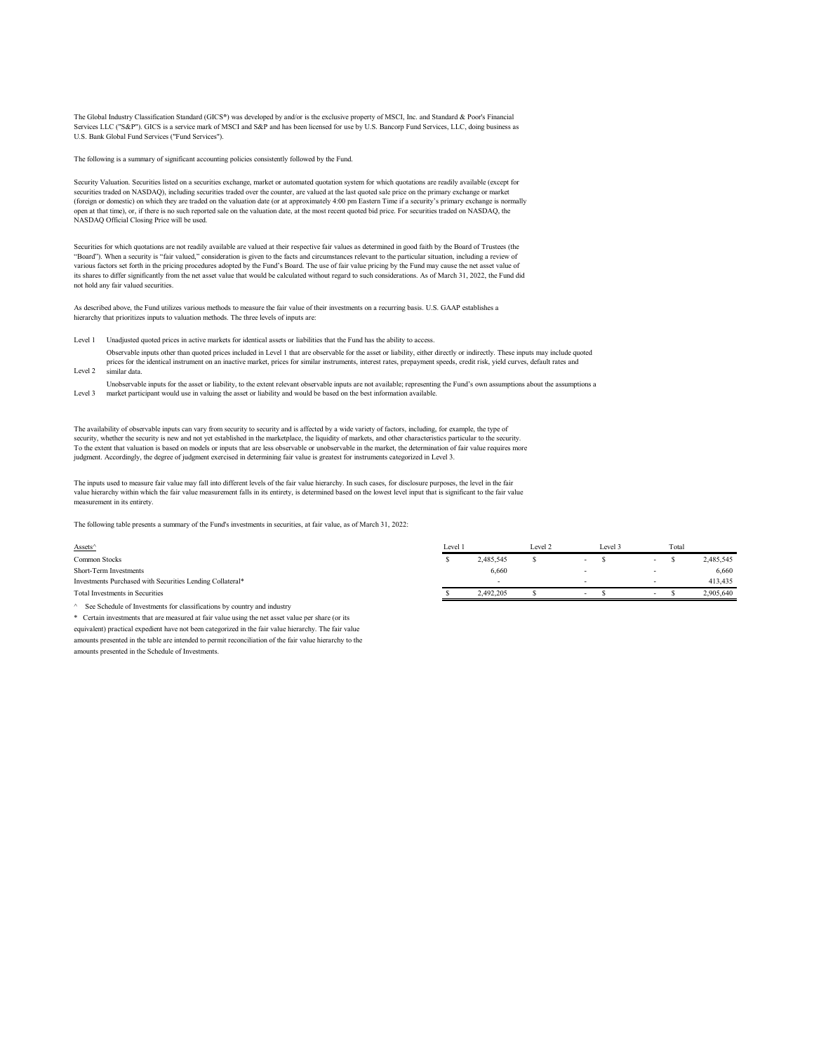The Global Industry Classification Standard (GICS®) was developed by and/or is the exclusive property of MSCI, Inc. and Standard & Poor's Financial Services LLC ("S&P"). GICS is a service mark of MSCI and S&P and has been licensed for use by U.S. Bancorp Fund Services, LLC, doing business as U.S. Bank Global Fund Services ("Fund Services").

The following is a summary of significant accounting policies consistently followed by the Fund.

Security Valuation. Securities listed on a securities exchange, market or automated quotation system for which quotations are readily available (except for securities traded on NASDAQ), including securities traded over the counter, are valued at the last quoted sale price on the primary exchange or market (foreign or domestic) on which they are traded on the valuation date (or at approximately 4:00 pm Eastern Time if a security's primary exchange is normally open at that time), or, if there is no such reported sale on the valuation date, at the most recent quoted bid price. For securities traded on NASDAQ, the NASDAQ Official Closing Price will be used.

Securities for which quotations are not readily available are valued at their respective fair values as determined in good faith by the Board of Trustees (the "Board"). When a security is "fair valued," consideration is given to the facts and circumstances relevant to the particular situation, including a review of various factors set forth in the pricing procedures adopted by the Fund's Board. The use of fair value pricing by the Fund may cause the net asset value of its shares to differ significantly from the net asset value that would be calculated without regard to such considerations. As of March 31, 2022, the Fund did not hold any fair valued securities.

As described above, the Fund utilizes various methods to measure the fair value of their investments on a recurring basis. U.S. GAAP establishes a hierarchy that prioritizes inputs to valuation methods. The three levels of inputs are:

Level 1 Unadjusted quoted prices in active markets for identical assets or liabilities that the Fund has the ability to access.

Level 2 Observable inputs other than quoted prices included in Level 1 that are observable for the asset or liability, either directly or indirectly. These inputs may include quoted prices for the identical instrument on an inactive market, prices for similar instruments, interest rates, prepayment speeds, credit risk, yield curves, default rates and similar data.

Level 3 Unobservable inputs for the asset or liability, to the extent relevant observable inputs are not available; representing the Fund's own assumptions about the assumptions a market participant would use in valuing the asset or liability and would be based on the best information available.

The availability of observable inputs can vary from security to security and is affected by a wide variety of factors, including, for example, the type of security, whether the security is new and not yet established in the marketplace, the liquidity of markets, and other characteristics particular to the security. To the extent that valuation is based on models or inputs that are less observable or unobservable in the market, the determination of fair value requires more judgment. Accordingly, the degree of judgment exercised in determining fair value is greatest for instruments categorized in Level 3.

The inputs used to measure fair value may fall into different levels of the fair value hierarchy. In such cases, for disclosure purposes, the level in the fair value hierarchy within which the fair value measurement falls in its entirety, is determined based on the lowest level input that is significant to the fair value measurement in its entirety.

The following table presents a summary of the Fund's investments in securities, at fair value, as of March 31, 2022:

| Assets^ | Level 1 | Level 2 | Level 3 | Total |
|---|---|---|---|---|
| Common Stocks | $ 2,485,545 | $ - | $ - | $ 2,485,545 |
| Short-Term Investments | 6,660 | - | - | 6,660 |
| Investments Purchased with Securities Lending Collateral* | - | - | - | 413,435 |
| Total Investments in Securities | $ 2,492,205 | $ - | $ - | $ 2,905,640 |

^ See Schedule of Investments for classifications by country and industry

* Certain investments that are measured at fair value using the net asset value per share (or its equivalent) practical expedient have not been categorized in the fair value hierarchy. The fair value amounts presented in the table are intended to permit reconciliation of the fair value hierarchy to the amounts presented in the Schedule of Investments.